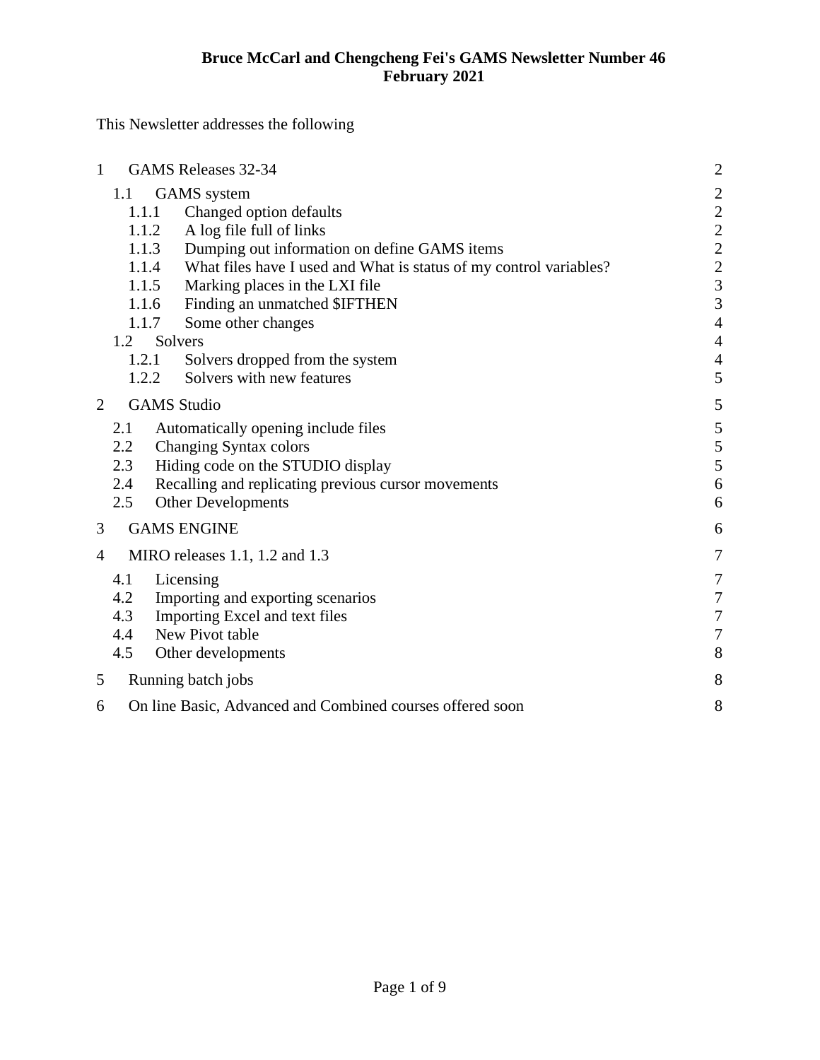**Bruce McCarl and Chengcheng Fei's GAMS Newsletter Number 46**
**February 2021**

This Newsletter addresses the following

| | | |
|---|---|---|
| 1 | GAMS Releases 32-34 | 2 |
| 1.1 | GAMS system | 2 |
| 1.1.1 | Changed option defaults | 2 |
| 1.1.2 | A log file full of links | 2 |
| 1.1.3 | Dumping out information on define GAMS items | 2 |
| 1.1.4 | What files have I used and What is status of my control variables? | 2 |
| 1.1.5 | Marking places in the LXI file | 3 |
| 1.1.6 | Finding an unmatched $IFTHEN | 3 |
| 1.1.7 | Some other changes | 4 |
| 1.2 | Solvers | 4 |
| 1.2.1 | Solvers dropped from the system | 4 |
| 1.2.2 | Solvers with new features | 5 |
| 2 | GAMS Studio | 5 |
| 2.1 | Automatically opening include files | 5 |
| 2.2 | Changing Syntax colors | 5 |
| 2.3 | Hiding code on the STUDIO display | 5 |
| 2.4 | Recalling and replicating previous cursor movements | 6 |
| 2.5 | Other Developments | 6 |
| 3 | GAMS ENGINE | 6 |
| 4 | MIRO releases 1.1, 1.2 and 1.3 | 7 |
| 4.1 | Licensing | 7 |
| 4.2 | Importing and exporting scenarios | 7 |
| 4.3 | Importing Excel and text files | 7 |
| 4.4 | New Pivot table | 7 |
| 4.5 | Other developments | 8 |
| 5 | Running batch jobs | 8 |
| 6 | On line Basic, Advanced and Combined courses offered soon | 8 |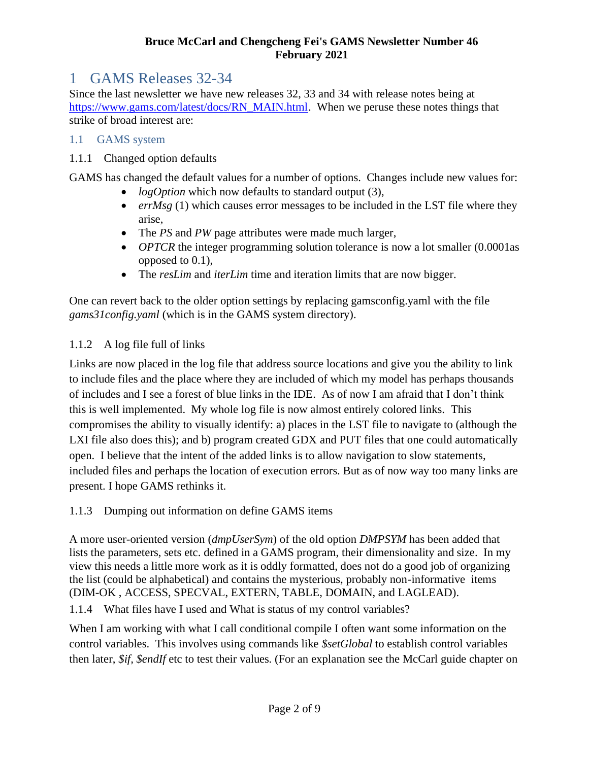# 1 GAMS Releases 32-34

Since the last newsletter we have new releases 32, 33 and 34 with release notes being at [https://www.gams.com/latest/docs/RN_MAIN.html](https://www.gams.com/latest/docs/RN_MAIN.html). When we peruse these notes things that strike of broad interest are:

## 1.1 GAMS system

### 1.1.1 Changed option defaults

GAMS has changed the default values for a number of options. Changes include new values for:

- *logOption* which now defaults to standard output (3),
- *errMsg* (1) which causes error messages to be included in the LST file where they arise,
- The *PS* and *PW* page attributes were made much larger,
- *OPTCR* the integer programming solution tolerance is now a lot smaller (0.0001as opposed to 0.1),
- The *resLim* and *iterLim* time and iteration limits that are now bigger.

One can revert back to the older option settings by replacing gamsconfig.yaml with the file *gams31config.yaml* (which is in the GAMS system directory).

### 1.1.2 A log file full of links

Links are now placed in the log file that address source locations and give you the ability to link to include files and the place where they are included of which my model has perhaps thousands of includes and I see a forest of blue links in the IDE. As of now I am afraid that I don't think this is well implemented. My whole log file is now almost entirely colored links. This compromises the ability to visually identify: a) places in the LST file to navigate to (although the LXI file also does this); and b) program created GDX and PUT files that one could automatically open. I believe that the intent of the added links is to allow navigation to slow statements, included files and perhaps the location of execution errors. But as of now way too many links are present. I hope GAMS rethinks it.

### 1.1.3 Dumping out information on define GAMS items

A more user-oriented version (*dmpUserSym*) of the old option *DMPSYM* has been added that lists the parameters, sets etc. defined in a GAMS program, their dimensionality and size. In my view this needs a little more work as it is oddly formatted, does not do a good job of organizing the list (could be alphabetical) and contains the mysterious, probably non-informative items (DIM-OK , ACCESS, SPECVAL, EXTERN, TABLE, DOMAIN, and LAGLEAD).

### 1.1.4 What files have I used and What is status of my control variables?

When I am working with what I call conditional compile I often want some information on the control variables. This involves using commands like *$setGlobal* to establish control variables then later, *$if, $endIf* etc to test their values. (For an explanation see the McCarl guide chapter on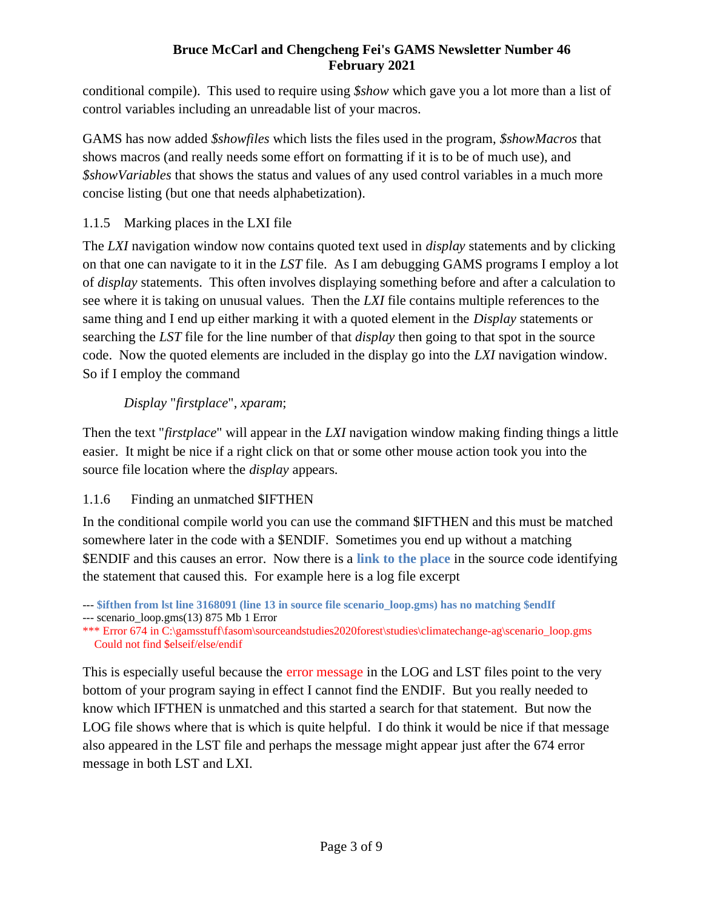conditional compile). This used to require using *$show* which gave you a lot more than a list of control variables including an unreadable list of your macros.

GAMS has now added *$showfiles* which lists the files used in the program, *$showMacros* that shows macros (and really needs some effort on formatting if it is to be of much use), and *$showVariables* that shows the status and values of any used control variables in a much more concise listing (but one that needs alphabetization).

### 1.1.5 Marking places in the LXI file

The *LXI* navigation window now contains quoted text used in *display* statements and by clicking on that one can navigate to it in the *LST* file. As I am debugging GAMS programs I employ a lot of *display* statements. This often involves displaying something before and after a calculation to see where it is taking on unusual values. Then the *LXI* file contains multiple references to the same thing and I end up either marking it with a quoted element in the *Display* statements or searching the *LST* file for the line number of that *display* then going to that spot in the source code. Now the quoted elements are included in the display go into the *LXI* navigation window. So if I employ the command

*Display* "*firstplace*", *xparam*;

Then the text "*firstplace*" will appear in the *LXI* navigation window making finding things a little easier. It might be nice if a right click on that or some other mouse action took you into the source file location where the *display* appears.

### 1.1.6 Finding an unmatched $IFTHEN

In the conditional compile world you can use the command $IFTHEN and this must be matched somewhere later in the code with a $ENDIF. Sometimes you end up without a matching $ENDIF and this causes an error. Now there is a **link to the place** in the source code identifying the statement that caused this. For example here is a log file excerpt

```
--- $ifthen from lst line 3168091 (line 13 in source file scenario_loop.gms) has no matching $endIf
--- scenario_loop.gms(13) 875 Mb 1 Error
*** Error 674 in C:\gamsstuff\fasom\sourceandstudies2020forest\studies\climatechange-ag\scenario_loop.gms
    Could not find $elseif/else/endif
```

This is especially useful because the error message in the LOG and LST files point to the very bottom of your program saying in effect I cannot find the ENDIF. But you really needed to know which IFTHEN is unmatched and this started a search for that statement. But now the LOG file shows where that is which is quite helpful. I do think it would be nice if that message also appeared in the LST file and perhaps the message might appear just after the 674 error message in both LST and LXI.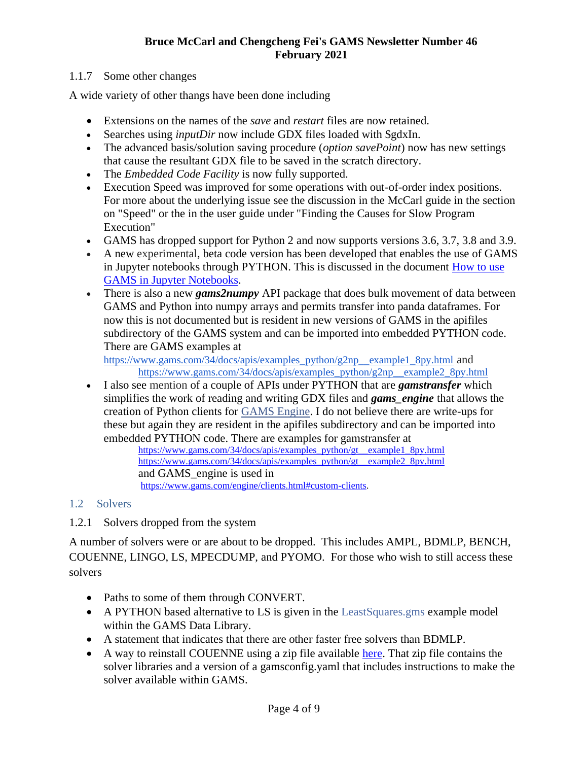### 1.1.7 Some other changes

A wide variety of other thangs have been done including

- Extensions on the names of the *save* and *restart* files are now retained.
- Searches using *inputDir* now include GDX files loaded with $gdxIn.
- The advanced basis/solution saving procedure (*option savePoint*) now has new settings that cause the resultant GDX file to be saved in the scratch directory.
- The *Embedded Code Facility* is now fully supported.
- Execution Speed was improved for some operations with out-of-order index positions. For more about the underlying issue see the discussion in the McCarl guide in the section on "Speed" or the in the user guide under "Finding the Causes for Slow Program Execution"
- GAMS has dropped support for Python 2 and now supports versions 3.6, 3.7, 3.8 and 3.9.
- A new experimental, beta code version has been developed that enables the use of GAMS in Jupyter notebooks through PYTHON. This is discussed in the document [How to use GAMS in Jupyter Notebooks](#).
- There is also a new ***gams2numpy*** API package that does bulk movement of data between GAMS and Python into numpy arrays and permits transfer into panda dataframes. For now this is not documented but is resident in new versions of GAMS in the apifiles subdirectory of the GAMS system and can be imported into embedded PYTHON code. There are GAMS examples at https://www.gams.com/34/docs/apis/examples_python/g2np__example1_8py.html and https://www.gams.com/34/docs/apis/examples_python/g2np__example2_8py.html
- I also see mention of a couple of APIs under PYTHON that are ***gamstransfer*** which simplifies the work of reading and writing GDX files and ***gams_engine*** that allows the creation of Python clients for [GAMS Engine](#). I do not believe there are write-ups for these but again they are resident in the apifiles subdirectory and can be imported into embedded PYTHON code. There are examples for gamstransfer at
  https://www.gams.com/34/docs/apis/examples_python/gt__example1_8py.html
  https://www.gams.com/34/docs/apis/examples_python/gt__example2_8py.html
  and GAMS_engine is used in
  https://www.gams.com/engine/clients.html#custom-clients.

## 1.2 Solvers

### 1.2.1 Solvers dropped from the system

A number of solvers were or are about to be dropped. This includes AMPL, BDMLP, BENCH, COUENNE, LINGO, LS, MPECDUMP, and PYOMO. For those who wish to still access these solvers

- Paths to some of them through CONVERT.
- A PYTHON based alternative to LS is given in the LeastSquares.gms example model within the GAMS Data Library.
- A statement that indicates that there are other faster free solvers than BDMLP.
- A way to reinstall COUENNE using a zip file available [here](#). That zip file contains the solver libraries and a version of a gamsconfig.yaml that includes instructions to make the solver available within GAMS.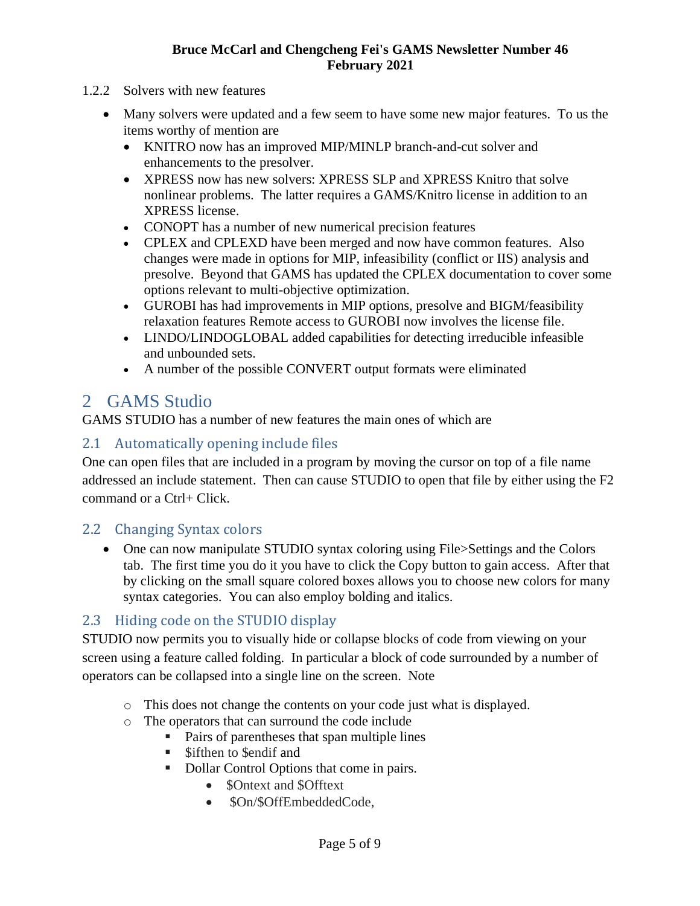#### 1.2.2 Solvers with new features

- Many solvers were updated and a few seem to have some new major features. To us the items worthy of mention are
  - KNITRO now has an improved MIP/MINLP branch-and-cut solver and enhancements to the presolver.
  - XPRESS now has new solvers: XPRESS SLP and XPRESS Knitro that solve nonlinear problems. The latter requires a GAMS/Knitro license in addition to an XPRESS license.
  - CONOPT has a number of new numerical precision features
  - CPLEX and CPLEXD have been merged and now have common features. Also changes were made in options for MIP, infeasibility (conflict or IIS) analysis and presolve. Beyond that GAMS has updated the CPLEX documentation to cover some options relevant to multi-objective optimization.
  - GUROBI has had improvements in MIP options, presolve and BIGM/feasibility relaxation features Remote access to GUROBI now involves the license file.
  - LINDO/LINDOGLOBAL added capabilities for detecting irreducible infeasible and unbounded sets.
  - A number of the possible CONVERT output formats were eliminated

# 2 GAMS Studio

GAMS STUDIO has a number of new features the main ones of which are

## 2.1 Automatically opening include files

One can open files that are included in a program by moving the cursor on top of a file name addressed an include statement. Then can cause STUDIO to open that file by either using the F2 command or a Ctrl+ Click.

## 2.2 Changing Syntax colors

- One can now manipulate STUDIO syntax coloring using File>Settings and the Colors tab. The first time you do it you have to click the Copy button to gain access. After that by clicking on the small square colored boxes allows you to choose new colors for many syntax categories. You can also employ bolding and italics.

## 2.3 Hiding code on the STUDIO display

STUDIO now permits you to visually hide or collapse blocks of code from viewing on your screen using a feature called folding. In particular a block of code surrounded by a number of operators can be collapsed into a single line on the screen. Note

- This does not change the contents on your code just what is displayed.
- The operators that can surround the code include
  - Pairs of parentheses that span multiple lines
  - $ifthen to $endif and
  - Dollar Control Options that come in pairs.
    - $Ontext and $Offtext
    - $On/$OffEmbeddedCode,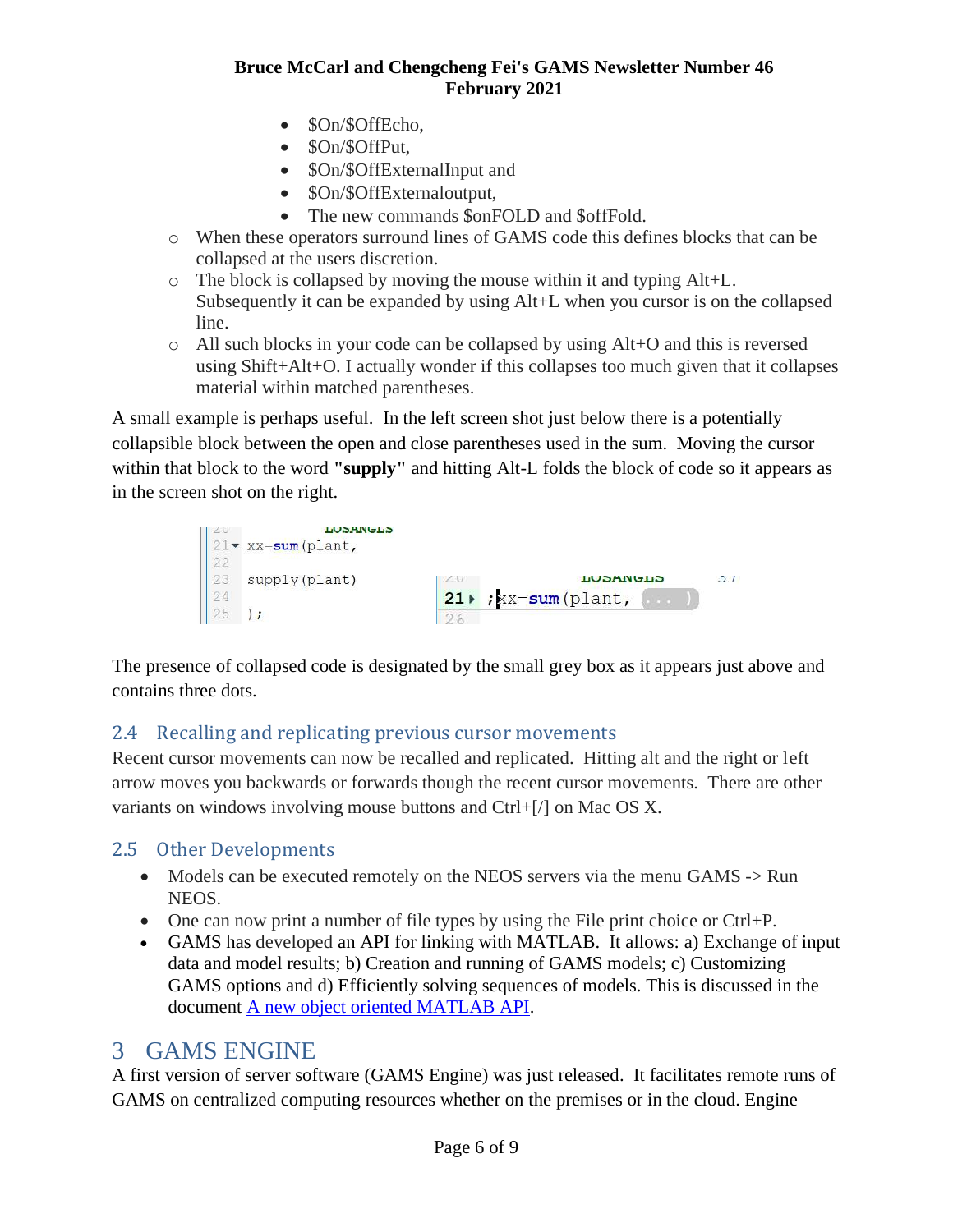- $On/$OffEcho,
  - $On/$OffPut,
  - $On/$OffExternalInput and
  - $On/$OffExternaloutput,
  - The new commands $onFOLD and $offFold.
- When these operators surround lines of GAMS code this defines blocks that can be collapsed at the users discretion.
- The block is collapsed by moving the mouse within it and typing Alt+L. Subsequently it can be expanded by using Alt+L when you cursor is on the collapsed line.
- All such blocks in your code can be collapsed by using Alt+O and this is reversed using Shift+Alt+O. I actually wonder if this collapses too much given that it collapses material within matched parentheses.

A small example is perhaps useful. In the left screen shot just below there is a potentially collapsible block between the open and close parentheses used in the sum. Moving the cursor within that block to the word **"supply"** and hitting Alt-L folds the block of code so it appears as in the screen shot on the right.

```
21 xx=sum(plant,
22
23 supply(plant)
24
25 );
```

```
21 ;xx=sum(plant, ... )
26
```

The presence of collapsed code is designated by the small grey box as it appears just above and contains three dots.

## 2.4 Recalling and replicating previous cursor movements

Recent cursor movements can now be recalled and replicated. Hitting alt and the right or left arrow moves you backwards or forwards though the recent cursor movements. There are other variants on windows involving mouse buttons and Ctrl+[/] on Mac OS X.

## 2.5 Other Developments

- Models can be executed remotely on the NEOS servers via the menu GAMS -> Run NEOS.
- One can now print a number of file types by using the File print choice or Ctrl+P.
- GAMS has developed an API for linking with MATLAB. It allows: a) Exchange of input data and model results; b) Creation and running of GAMS models; c) Customizing GAMS options and d) Efficiently solving sequences of models. This is discussed in the document A new object oriented MATLAB API.

# 3 GAMS ENGINE

A first version of server software (GAMS Engine) was just released. It facilitates remote runs of GAMS on centralized computing resources whether on the premises or in the cloud. Engine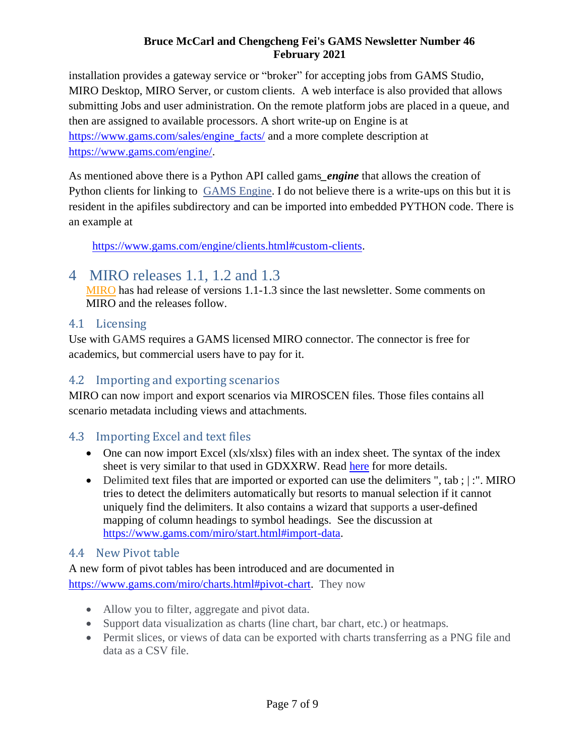installation provides a gateway service or "broker" for accepting jobs from GAMS Studio, MIRO Desktop, MIRO Server, or custom clients. A web interface is also provided that allows submitting Jobs and user administration. On the remote platform jobs are placed in a queue, and then are assigned to available processors. A short write-up on Engine is at https://www.gams.com/sales/engine_facts/ and a more complete description at https://www.gams.com/engine/.

As mentioned above there is a Python API called gams_***engine*** that allows the creation of Python clients for linking to GAMS Engine. I do not believe there is a write-ups on this but it is resident in the apifiles subdirectory and can be imported into embedded PYTHON code. There is an example at

https://www.gams.com/engine/clients.html#custom-clients.

# 4 MIRO releases 1.1, 1.2 and 1.3

MIRO has had release of versions 1.1-1.3 since the last newsletter. Some comments on MIRO and the releases follow.

## 4.1 Licensing

Use with GAMS requires a GAMS licensed MIRO connector. The connector is free for academics, but commercial users have to pay for it.

## 4.2 Importing and exporting scenarios

MIRO can now import and export scenarios via MIROSCEN files. Those files contains all scenario metadata including views and attachments.

## 4.3 Importing Excel and text files

- One can now import Excel (xls/xlsx) files with an index sheet. The syntax of the index sheet is very similar to that used in GDXXRW. Read here for more details.
- Delimited text files that are imported or exported can use the delimiters ", tab ; | :". MIRO tries to detect the delimiters automatically but resorts to manual selection if it cannot uniquely find the delimiters. It also contains a wizard that supports a user-defined mapping of column headings to symbol headings. See the discussion at https://www.gams.com/miro/start.html#import-data.

## 4.4 New Pivot table

A new form of pivot tables has been introduced and are documented in https://www.gams.com/miro/charts.html#pivot-chart. They now

- Allow you to filter, aggregate and pivot data.
- Support data visualization as charts (line chart, bar chart, etc.) or heatmaps.
- Permit slices, or views of data can be exported with charts transferring as a PNG file and data as a CSV file.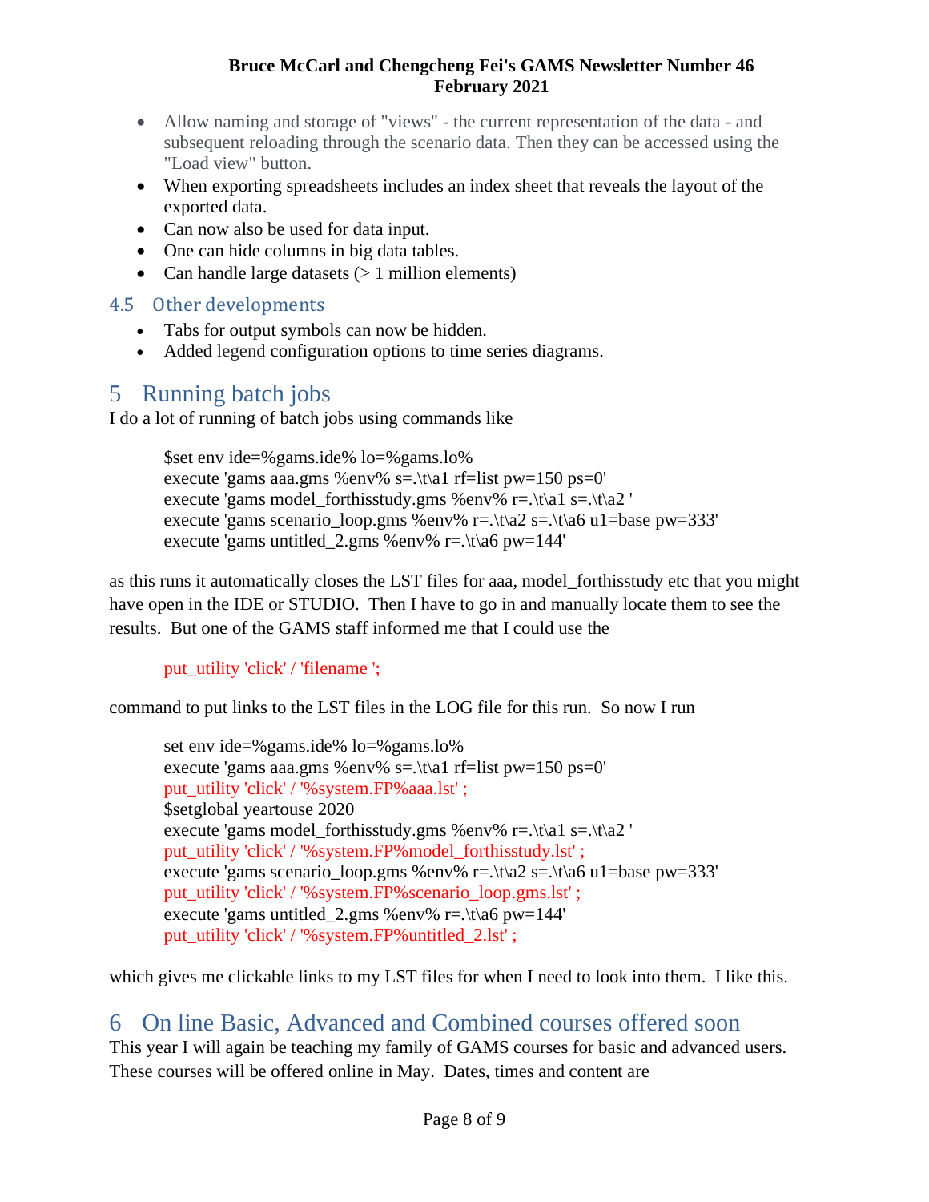- Allow naming and storage of "views" - the current representation of the data - and subsequent reloading through the scenario data. Then they can be accessed using the "Load view" button.
- When exporting spreadsheets includes an index sheet that reveals the layout of the exported data.
- Can now also be used for data input.
- One can hide columns in big data tables.
- Can handle large datasets (> 1 million elements)

### 4.5 Other developments

- Tabs for output symbols can now be hidden.
- Added legend configuration options to time series diagrams.

## 5 Running batch jobs

I do a lot of running of batch jobs using commands like

```
$set env ide=%gams.ide% lo=%gams.lo%
execute 'gams aaa.gms %env% s=.\t\a1 rf=list pw=150 ps=0'
execute 'gams model_forthisstudy.gms %env% r=.\t\a1 s=.\t\a2 '
execute 'gams scenario_loop.gms %env% r=.\t\a2 s=.\t\a6 u1=base pw=333'
execute 'gams untitled_2.gms %env% r=.\t\a6 pw=144'
```

as this runs it automatically closes the LST files for aaa, model_forthisstudy etc that you might have open in the IDE or STUDIO. Then I have to go in and manually locate them to see the results. But one of the GAMS staff informed me that I could use the

```
put_utility 'click' / 'filename ';
```

command to put links to the LST files in the LOG file for this run. So now I run

```
set env ide=%gams.ide% lo=%gams.lo%
execute 'gams aaa.gms %env% s=.\t\a1 rf=list pw=150 ps=0'
put_utility 'click' / '%system.FP%aaa.lst' ;
$setglobal yeartouse 2020
execute 'gams model_forthisstudy.gms %env% r=.\t\a1 s=.\t\a2 '
put_utility 'click' / '%system.FP%model_forthisstudy.lst' ;
execute 'gams scenario_loop.gms %env% r=.\t\a2 s=.\t\a6 u1=base pw=333'
put_utility 'click' / '%system.FP%scenario_loop.gms.lst' ;
execute 'gams untitled_2.gms %env% r=.\t\a6 pw=144'
put_utility 'click' / '%system.FP%untitled_2.lst' ;
```

which gives me clickable links to my LST files for when I need to look into them. I like this.

## 6 On line Basic, Advanced and Combined courses offered soon

This year I will again be teaching my family of GAMS courses for basic and advanced users. These courses will be offered online in May. Dates, times and content are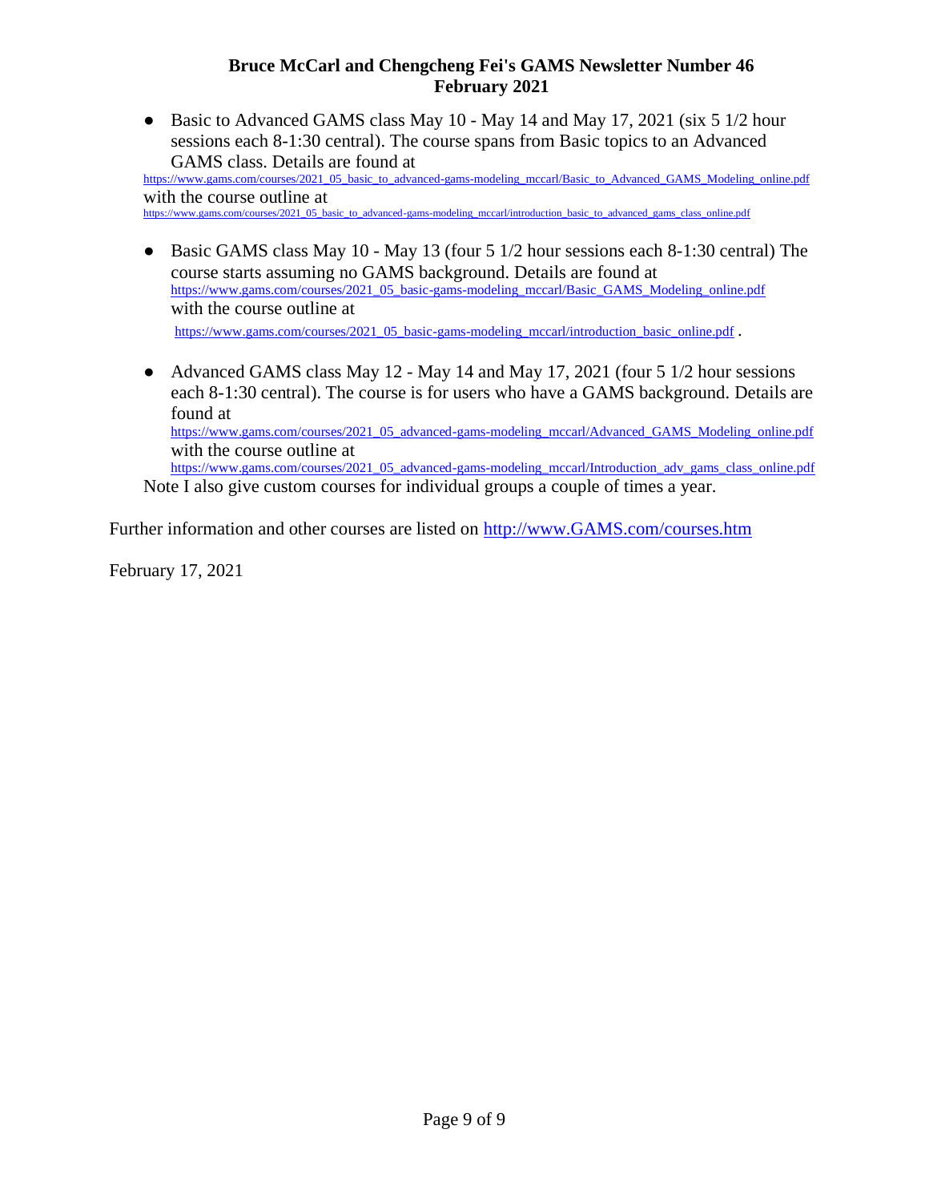- Basic to Advanced GAMS class May 10 - May 14 and May 17, 2021 (six 5 1/2 hour sessions each 8-1:30 central). The course spans from Basic topics to an Advanced GAMS class. Details are found at
https://www.gams.com/courses/2021_05_basic_to_advanced-gams-modeling_mccarl/Basic_to_Advanced_GAMS_Modeling_online.pdf
with the course outline at
https://www.gams.com/courses/2021_05_basic_to_advanced-gams-modeling_mccarl/introduction_basic_to_advanced_gams_class_online.pdf

- Basic GAMS class May 10 - May 13 (four 5 1/2 hour sessions each 8-1:30 central) The course starts assuming no GAMS background. Details are found at
https://www.gams.com/courses/2021_05_basic-gams-modeling_mccarl/Basic_GAMS_Modeling_online.pdf
with the course outline at
https://www.gams.com/courses/2021_05_basic-gams-modeling_mccarl/introduction_basic_online.pdf .

- Advanced GAMS class May 12 - May 14 and May 17, 2021 (four 5 1/2 hour sessions each 8-1:30 central). The course is for users who have a GAMS background. Details are found at
https://www.gams.com/courses/2021_05_advanced-gams-modeling_mccarl/Advanced_GAMS_Modeling_online.pdf
with the course outline at
https://www.gams.com/courses/2021_05_advanced-gams-modeling_mccarl/Introduction_adv_gams_class_online.pdf

Note I also give custom courses for individual groups a couple of times a year.

Further information and other courses are listed on http://www.GAMS.com/courses.htm

February 17, 2021